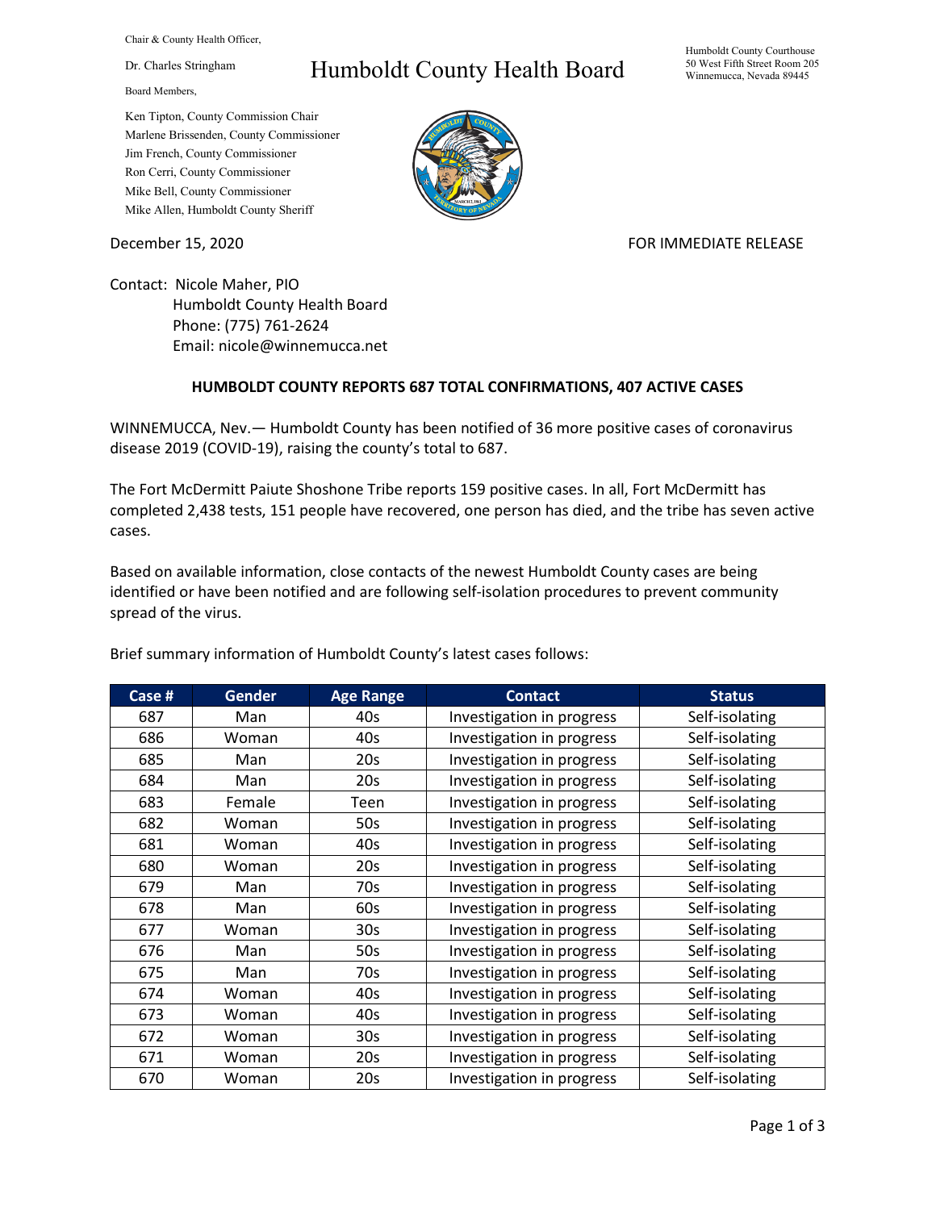Chair & County Health Officer,

Dr. Charles Stringham

Board Members,

Ken Tipton, County Commission Chair
Marlene Brissenden, County Commissioner
Jim French, County Commissioner
Ron Cerri, County Commissioner
Mike Bell, County Commissioner
Mike Allen, Humboldt County Sheriff

# Humboldt County Health Board

Humboldt County Courthouse
50 West Fifth Street Room 205
Winnemucca, Nevada 89445

December 15, 2020

FOR IMMEDIATE RELEASE

Contact: Nicole Maher, PIO
Humboldt County Health Board
Phone: (775) 761-2624
Email: nicole@winnemucca.net

**HUMBOLDT COUNTY REPORTS 687 TOTAL CONFIRMATIONS, 407 ACTIVE CASES**

WINNEMUCCA, Nev.— Humboldt County has been notified of 36 more positive cases of coronavirus disease 2019 (COVID-19), raising the county's total to 687.

The Fort McDermitt Paiute Shoshone Tribe reports 159 positive cases. In all, Fort McDermitt has completed 2,438 tests, 151 people have recovered, one person has died, and the tribe has seven active cases.

Based on available information, close contacts of the newest Humboldt County cases are being identified or have been notified and are following self-isolation procedures to prevent community spread of the virus.

Brief summary information of Humboldt County's latest cases follows:

| Case # | Gender | Age Range | Contact | Status |
|---|---|---|---|---|
| 687 | Man | 40s | Investigation in progress | Self-isolating |
| 686 | Woman | 40s | Investigation in progress | Self-isolating |
| 685 | Man | 20s | Investigation in progress | Self-isolating |
| 684 | Man | 20s | Investigation in progress | Self-isolating |
| 683 | Female | Teen | Investigation in progress | Self-isolating |
| 682 | Woman | 50s | Investigation in progress | Self-isolating |
| 681 | Woman | 40s | Investigation in progress | Self-isolating |
| 680 | Woman | 20s | Investigation in progress | Self-isolating |
| 679 | Man | 70s | Investigation in progress | Self-isolating |
| 678 | Man | 60s | Investigation in progress | Self-isolating |
| 677 | Woman | 30s | Investigation in progress | Self-isolating |
| 676 | Man | 50s | Investigation in progress | Self-isolating |
| 675 | Man | 70s | Investigation in progress | Self-isolating |
| 674 | Woman | 40s | Investigation in progress | Self-isolating |
| 673 | Woman | 40s | Investigation in progress | Self-isolating |
| 672 | Woman | 30s | Investigation in progress | Self-isolating |
| 671 | Woman | 20s | Investigation in progress | Self-isolating |
| 670 | Woman | 20s | Investigation in progress | Self-isolating |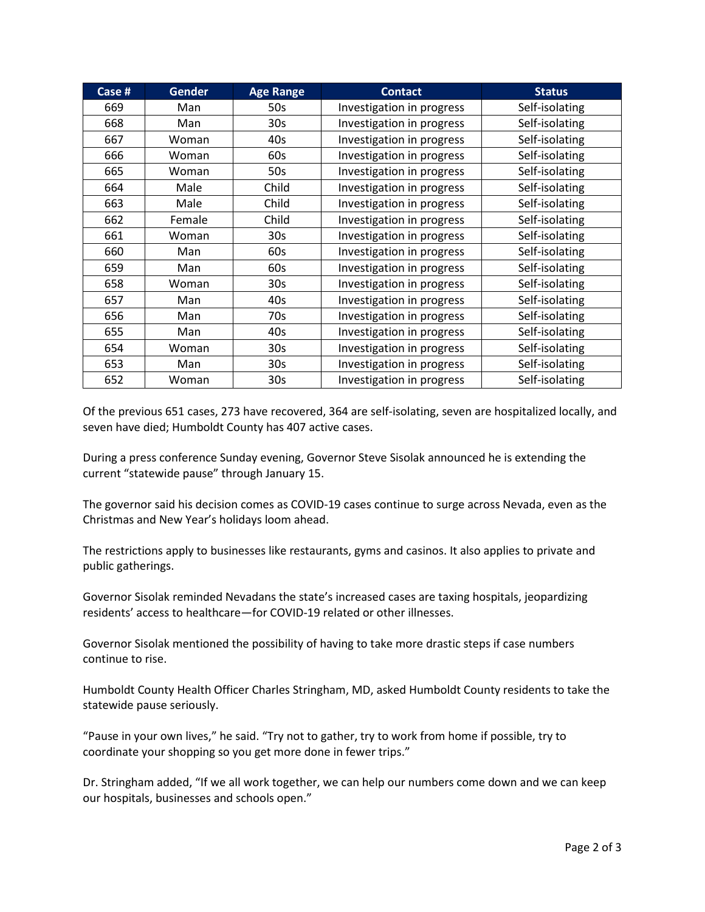| Case # | Gender | Age Range | Contact | Status |
| --- | --- | --- | --- | --- |
| 669 | Man | 50s | Investigation in progress | Self-isolating |
| 668 | Man | 30s | Investigation in progress | Self-isolating |
| 667 | Woman | 40s | Investigation in progress | Self-isolating |
| 666 | Woman | 60s | Investigation in progress | Self-isolating |
| 665 | Woman | 50s | Investigation in progress | Self-isolating |
| 664 | Male | Child | Investigation in progress | Self-isolating |
| 663 | Male | Child | Investigation in progress | Self-isolating |
| 662 | Female | Child | Investigation in progress | Self-isolating |
| 661 | Woman | 30s | Investigation in progress | Self-isolating |
| 660 | Man | 60s | Investigation in progress | Self-isolating |
| 659 | Man | 60s | Investigation in progress | Self-isolating |
| 658 | Woman | 30s | Investigation in progress | Self-isolating |
| 657 | Man | 40s | Investigation in progress | Self-isolating |
| 656 | Man | 70s | Investigation in progress | Self-isolating |
| 655 | Man | 40s | Investigation in progress | Self-isolating |
| 654 | Woman | 30s | Investigation in progress | Self-isolating |
| 653 | Man | 30s | Investigation in progress | Self-isolating |
| 652 | Woman | 30s | Investigation in progress | Self-isolating |

Of the previous 651 cases, 273 have recovered, 364 are self-isolating, seven are hospitalized locally, and seven have died; Humboldt County has 407 active cases.

During a press conference Sunday evening, Governor Steve Sisolak announced he is extending the current "statewide pause" through January 15.

The governor said his decision comes as COVID-19 cases continue to surge across Nevada, even as the Christmas and New Year's holidays loom ahead.

The restrictions apply to businesses like restaurants, gyms and casinos. It also applies to private and public gatherings.

Governor Sisolak reminded Nevadans the state's increased cases are taxing hospitals, jeopardizing residents' access to healthcare—for COVID-19 related or other illnesses.

Governor Sisolak mentioned the possibility of having to take more drastic steps if case numbers continue to rise.

Humboldt County Health Officer Charles Stringham, MD, asked Humboldt County residents to take the statewide pause seriously.

"Pause in your own lives," he said. "Try not to gather, try to work from home if possible, try to coordinate your shopping so you get more done in fewer trips."

Dr. Stringham added, "If we all work together, we can help our numbers come down and we can keep our hospitals, businesses and schools open."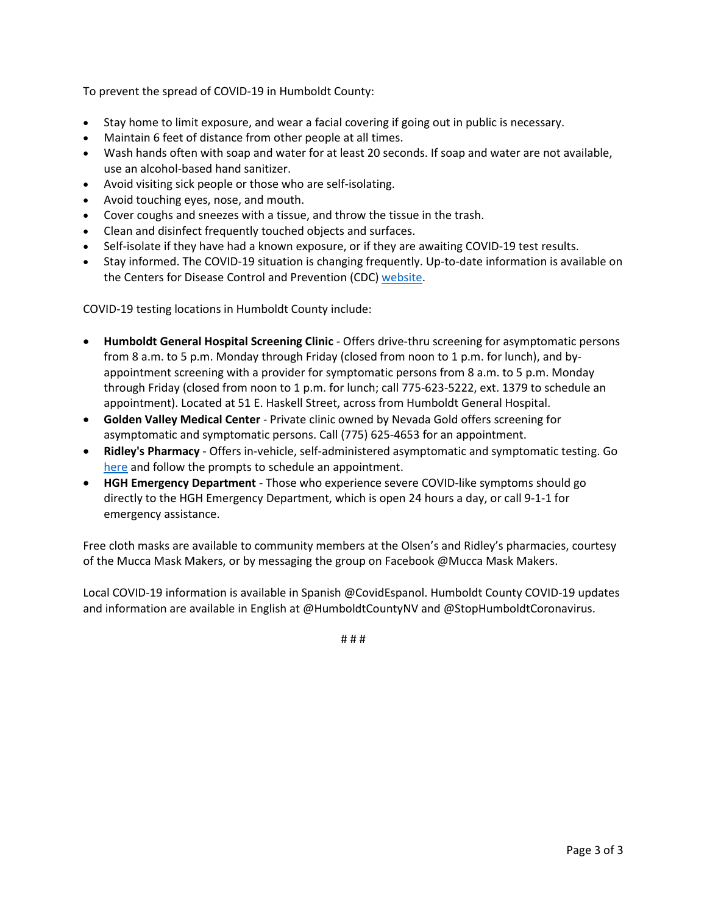To prevent the spread of COVID-19 in Humboldt County:

- Stay home to limit exposure, and wear a facial covering if going out in public is necessary.
- Maintain 6 feet of distance from other people at all times.
- Wash hands often with soap and water for at least 20 seconds. If soap and water are not available, use an alcohol-based hand sanitizer.
- Avoid visiting sick people or those who are self-isolating.
- Avoid touching eyes, nose, and mouth.
- Cover coughs and sneezes with a tissue, and throw the tissue in the trash.
- Clean and disinfect frequently touched objects and surfaces.
- Self-isolate if they have had a known exposure, or if they are awaiting COVID-19 test results.
- Stay informed. The COVID-19 situation is changing frequently. Up-to-date information is available on the Centers for Disease Control and Prevention (CDC) website.

COVID-19 testing locations in Humboldt County include:

- **Humboldt General Hospital Screening Clinic** - Offers drive-thru screening for asymptomatic persons from 8 a.m. to 5 p.m. Monday through Friday (closed from noon to 1 p.m. for lunch), and by-appointment screening with a provider for symptomatic persons from 8 a.m. to 5 p.m. Monday through Friday (closed from noon to 1 p.m. for lunch; call 775-623-5222, ext. 1379 to schedule an appointment). Located at 51 E. Haskell Street, across from Humboldt General Hospital.
- **Golden Valley Medical Center** - Private clinic owned by Nevada Gold offers screening for asymptomatic and symptomatic persons. Call (775) 625-4653 for an appointment.
- **Ridley's Pharmacy** - Offers in-vehicle, self-administered asymptomatic and symptomatic testing. Go here and follow the prompts to schedule an appointment.
- **HGH Emergency Department** - Those who experience severe COVID-like symptoms should go directly to the HGH Emergency Department, which is open 24 hours a day, or call 9-1-1 for emergency assistance.

Free cloth masks are available to community members at the Olsen's and Ridley's pharmacies, courtesy of the Mucca Mask Makers, or by messaging the group on Facebook @Mucca Mask Makers.

Local COVID-19 information is available in Spanish @CovidEspanol. Humboldt County COVID-19 updates and information are available in English at @HumboldtCountyNV and @StopHumboldtCoronavirus.

# # #